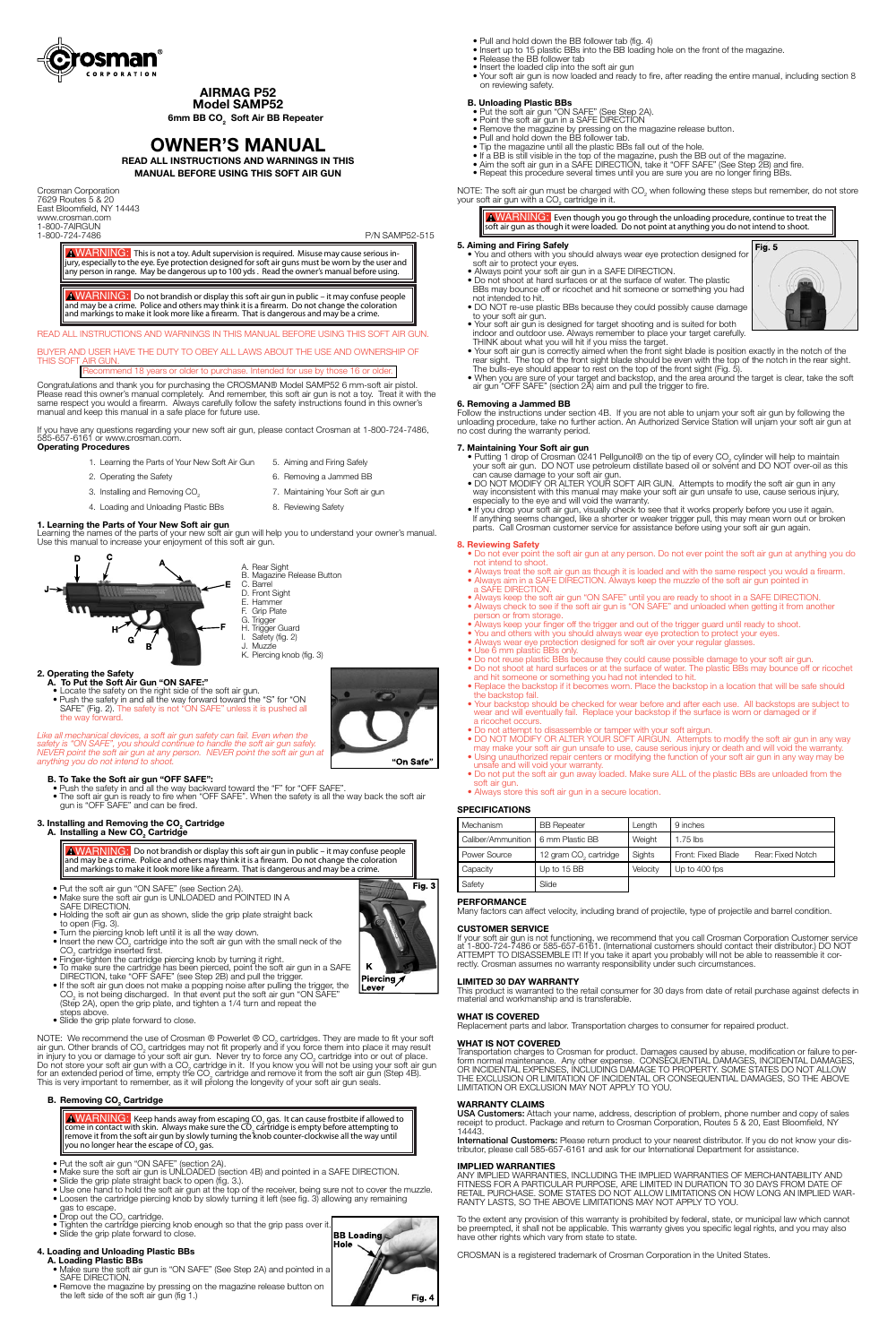# AIRMAG P52

## Model SAMP52

**6mm BB $CO_2$ Soft Air BB Repeater**

# OWNER'S MANUAL

**READ ALL INSTRUCTIONS AND WARNINGS IN THIS MANUAL BEFORE USING THIS SOFT AIR GUN**

Crosman Corporation
7629 Routes 5 & 20
East Bloomfield, NY 14443
www.crosman.com
1-800-7AIRGUN
1-800-724-7486

P/N SAMP52-515

> **WARNING:** This is not a toy. Adult supervision is required. Misuse may cause serious injury, especially to the eye. Eye protection designed for soft air guns must be worn by the user and any person in range. May be dangerous up to 100 yds. Read the owner's manual before using.

> **WARNING:** Do not brandish or display this soft air gun in public – it may confuse people and may be a crime. Police and others may think it is a firearm. Do not change the coloration and markings to make it look more like a firearm. That is dangerous and may be a crime.

READ ALL INSTRUCTIONS AND WARNINGS IN THIS MANUAL BEFORE USING THIS SOFT AIR GUN.

BUYER AND USER HAVE THE DUTY TO OBEY ALL LAWS ABOUT THE USE AND OWNERSHIP OF THIS SOFT AIR GUN.

Recommend 18 years or older to purchase. Intended for use by those 16 or older.

Congratulations and thank you for purchasing the CROSMAN® Model SAMP52 6 mm-soft air pistol. Please read this owner's manual completely. And remember, this soft air gun is not a toy. Treat it with the same respect you would a firearm. Always carefully follow the safety instructions found in this owner's manual and keep this manual in a safe place for future use.

If you have any questions regarding your new soft air gun, please contact Crosman at 1-800-724-7486, 585-657-6161 or www.crosman.com.

**Operating Procedures**

1. Learning the Parts of Your New Soft Air Gun
2. Operating the Safety
3. Installing and Removing $CO_2$
4. Loading and Unloading Plastic BBs
5. Aiming and Firing Safely
6. Removing a Jammed BB
7. Maintaining Your Soft air gun
8. Reviewing Safety

### 1. Learning the Parts of Your New Soft air gun

Learning the names of the parts of your new soft air gun will help you to understand your owner's manual. Use this manual to increase your enjoyment of this soft air gun.

A. Rear Sight
B. Magazine Release Button
C. Barrel
D. Front Sight
E. Hammer
F. Grip Plate
G. Trigger
H. Trigger Guard
I. Safety (fig. 2)
J. Muzzle
K. Piercing knob (fig. 3)

### 2. Operating the Safety

**A. To Put the Soft Air Gun "ON SAFE:"**

- Locate the safety on the right side of the soft air gun.
- Push the safety in and all the way forward toward the "S" for "ON SAFE" (Fig. 2). The safety is not "ON SAFE" unless it is pushed all the way forward.

"On Safe"

*Like all mechanical devices, a soft air gun safety can fail. Even when the safety is "ON SAFE", you should continue to handle the soft air gun safely. NEVER point the soft air gun at any person. NEVER point the soft air gun at anything you do not intend to shoot.*

**B. To Take the Soft air gun "OFF SAFE":**

- Push the safety in and all the way backward toward the "F" for "OFF SAFE".
- The soft air gun is ready to fire when "OFF SAFE". When the safety is all the way back the soft air gun is "OFF SAFE" and can be fired.

### 3. Installing and Removing $CO_2$ Cartridge

**A. Installing a New $CO_2$ Cartridge**

> **WARNING:** Do not brandish or display this soft air gun in public – it may confuse people and may be a crime. Police and others may think it is a firearm. Do not change the coloration and markings to make it look more like a firearm. That is dangerous and may be a crime.

- Put the soft air gun "ON SAFE" (see Section 2A).
- Make sure the soft air gun is UNLOADED and POINTED IN A SAFE DIRECTION.
- Holding the soft air gun as shown, slide the grip plate straight back to open (Fig. 3).
- Turn the piercing knob left until it is all the way down.
- Insert the new $CO_2$ cartridge into the soft air gun with the small neck of the $CO_2$ cartridge inserted first.
- Finger-tighten the cartridge piercing knob by turning it right.
- To make sure the cartridge has been pierced, point the soft air gun in a SAFE DIRECTION, take "OFF SAFE" (see Step 2B) and pull the trigger.
- If the soft air gun does not make a popping noise after pulling the trigger, the $CO_2$ is not being discharged. In that event put the soft air gun "ON SAFE" (Step 2A), open the grip plate, and tighten a 1/4 turn and repeat the steps above.
- Slide the grip plate forward to close.

Fig. 3

K Piercing Lever

NOTE: We recommend the use of Crosman ® Powerlet ® $CO_2$ cartridges. They are made to fit your soft air gun. Other brands of $CO_2$ cartridges may not fit properly and if you force them into place it may result in injury to you or damage to your soft air gun. Never try to force any $CO_2$ cartridge into or out of place. Do not store your soft air gun with a $CO_2$ cartridge in it. If you know you will not be using your soft air gun for an extended period of time, empty the $CO_2$ cartridge and remove it from the soft air gun (Step 4B). This is very important to remember, as it will prolong the longevity of your soft air gun seals.

**B. Removing $CO_2$ Cartridge**

> **WARNING:** Keep hands away from escaping $CO_2$ gas. It can cause frostbite if allowed to come in contact with skin. Always make sure the $CO_2$ cartridge is empty before attempting to remove it from the soft air gun by slowly turning the knob counter-clockwise all the way until you no longer hear the escape of $CO_2$ gas.

- Put the soft air gun "ON SAFE" (section 2A).
- Make sure the soft air gun is UNLOADED (section 4B) and pointed in a SAFE DIRECTION.
- Slide the grip plate straight back to open (fig. 3.).
- Use one hand to hold the soft air gun at the top of the receiver, being sure not to cover the muzzle.
- Loosen the cartridge piercing knob by slowly turning it left (see fig. 3) allowing any remaining gas to escape.
- Drop out the $CO_2$ cartridge.
- Tighten the cartridge piercing knob enough so that the grip pass over it.
- Slide the grip plate forward to close.

### 4. Loading and Unloading Plastic BBs

**A. Loading Plastic BBs**

- Make sure the soft air gun is "ON SAFE" (See Step 2A) and pointed in a SAFE DIRECTION.
- Remove the magazine by pressing on the magazine release button on the left side of the soft air gun (fig 1.)
- Pull and hold down the BB follower tab (fig. 4)
- Insert up to 15 plastic BBs into the BB loading hole on the front of the magazine.
- Release the BB follower tab
- Insert the loaded clip into the soft air gun
- Your soft air gun is now loaded and ready to fire, after reading the entire manual, including section 8 on reviewing safety.

BB Loading Hole

Fig. 4

**B. Unloading Plastic BBs**

- Put the soft air gun "ON SAFE" (See Step 2A).
- Point the soft air gun in a SAFE DIRECTION
- Remove the magazine by pressing on the magazine release button.
- Pull and hold down the BB follower tab.
- Tip the magazine until all the plastic BBs fall out of the hole.
- If a BB is still visible in the top of the magazine, push the BB out of the magazine.
- Aim the soft air gun in a SAFE DIRECTION, take it "OFF SAFE" (See Step 2B) and fire.
- Repeat this procedure several times until you are sure you are no longer firing BBs.

NOTE: The soft air gun must be charged with $CO_2$ when following these steps but remember, do not store your soft air gun with a $CO_2$ cartridge in it.

> **WARNING:** Even though you go through the unloading procedure, continue to treat the soft air gun as though it were loaded. Do not point at anything you do not intend to shoot.

### 5. Aiming and Firing Safely

- You and others with you should always wear eye protection designed for soft air to protect your eyes.
- Always point your soft air gun in a SAFE DIRECTION.
- Do not shoot at hard surfaces or at the surface of water. The plastic BBs may bounce off or ricochet and hit someone or something you had not intended to hit.
- DO NOT re-use plastic BBs because they could possibly cause damage to your soft air gun.
- Your soft air gun is designed for target shooting and is suited for both indoor and outdoor use. Always remember to place your target carefully. THINK about what you will hit if you miss the target.
- Your soft air gun is correctly aimed when the front sight blade is position exactly in the notch of the rear sight. The top of the front sight blade should be even with the top of the notch in the rear sight. The bulls-eye should appear to rest on the top of the front sight (Fig. 5).
- When you are sure of your target and backstop, and the area around the target is clear, take the soft air gun "OFF SAFE" (section 2A) aim and pull the trigger to fire.

Fig. 5

### 6. Removing a Jammed BB

Follow the instructions under section 4B. If you are not able to unjam your soft air gun by following the unloading procedure, take no further action. An Authorized Service Station will unjam your soft air gun at no cost during the warranty period.

### 7. Maintaining Your Soft air gun

- Putting 1 drop of Crosman 0241 Pellgunoil® on the tip of every $CO_2$ cylinder will help to maintain your soft air gun. DO NOT use petroleum distillate based oil or solvent and DO NOT over-oil as this can cause damage to your soft air gun.
- DO NOT MODIFY OR ALTER YOUR SOFT AIR GUN. Attempts to modify the soft air gun in any way inconsistent with this manual may make your soft air gun unsafe to use, cause serious injury, especially to the eye and will void the warranty.
- If you drop your soft air gun, visually check to see that it works properly before you use it again. If anything seems changed, like a shorter or weaker trigger pull, this may mean worn out or broken parts. Call Crosman customer service for assistance before using your soft air gun again.

### 8. Reviewing Safety

- Do not ever point the soft air gun at any person. Do not ever point the soft air gun at anything you do not intend to shoot.
- Always treat the soft air gun as though it is loaded and with the same respect you would a firearm.
- Always aim in a SAFE DIRECTION. Always keep the muzzle of the soft air gun pointed in a SAFE DIRECTION.
- Always keep the soft air gun "ON SAFE" until you are ready to shoot in a SAFE DIRECTION.
- Always check to see if the soft air gun is "ON SAFE" and unloaded when getting it from another person or from storage.
- Always keep your finger off the trigger and out of the trigger guard until ready to shoot.
- You and others with you should always wear eye protection to protect your eyes.
- Always wear eye protection for soft air over your regular glasses.
- Use 6 mm plastic BBs only.
- Do not reuse plastic BBs because they could cause possible damage to your soft air gun.
- Do not shoot at hard surfaces or at the surface of water. The plastic BBs may bounce off or ricochet and hit someone or something you had not intended to hit.
- Replace the backstop if it becomes worn. Place the backstop in a location that will be safe should the backstop fail.
- Your backstop should be checked for wear before and after each use. All backstops are subject to wear and will eventually fail. Replace your backstop if the surface is worn or damaged or if a ricochet occurs.
- Do not attempt to disassemble or tamper with your soft airgun.
- DO NOT MODIFY OR ALTER YOUR SOFT AIRGUN. Attempts to modify the soft air gun in any way may make your soft air gun unsafe to use, cause serious injury or death and will void the warranty.
- Using unauthorized repair centers or modifying the function of your soft air gun in any way may be unsafe and will void your warranty.
- Do not put the soft air gun away loaded. Make sure ALL of the plastic BBs are unloaded from the soft air gun.
- Always store this soft air gun in a secure location.

### SPECIFICATIONS

| Mechanism | BB Repeater | Length | 9 inches | |
|---|---|---|---|---|
| Caliber/Ammunition | 6 mm Plastic BB | Weight | 1.75 lbs | |
| Power Source | 12 gram $CO_2$ cartridge | Sights | Front: Fixed Blade | Rear: Fixed Notch |
| Capacity | Up to 15 BB | Velocity | Up to 400 fps | |
| Safety | Slide | | | |

### PERFORMANCE

Many factors can affect velocity, including brand of projectile, type of projectile and barrel condition.

### CUSTOMER SERVICE

If your soft air gun is not functioning, we recommend that you call Crosman Corporation Customer service at 1-800-724-7486 or 585-657-6161. (International customers should contact their distributor.) DO NOT ATTEMPT TO DISASSEMBLE IT! If you take it apart you probably will not be able to reassemble it correctly. Crosman assumes no warranty responsibility under such circumstances.

### LIMITED 30 DAY WARRANTY

This product is warranted to the retail consumer for 30 days from date of retail purchase against defects in material and workmanship and is transferable.

### WHAT IS COVERED

Replacement parts and labor. Transportation charges to consumer for repaired product.

### WHAT IS NOT COVERED

Transportation charges to Crosman for product. Damages caused by abuse, modification or failure to perform normal maintenance. Any other expense. CONSEQUENTIAL DAMAGES, INCIDENTAL DAMAGES, OR INCIDENTAL EXPENSES, INCLUDING DAMAGE TO PROPERTY. SOME STATES DO NOT ALLOW THE EXCLUSION OR LIMITATION OF INCIDENTAL OR CONSEQUENTIAL DAMAGES, SO THE ABOVE LIMITATION OR EXCLUSION MAY NOT APPLY TO YOU.

### WARRANTY CLAIMS

**USA Customers:** Attach your name, address, description of problem, phone number and copy of sales receipt to product. Package and return to Crosman Corporation, Routes 5 & 20, East Bloomfield, NY 14443.

**International Customers:** Please return product to your nearest distributor. If you do not know your distributor, please call 585-657-6161 and ask for our International Department for assistance.

### IMPLIED WARRANTIES

ANY IMPLIED WARRANTIES, INCLUDING THE IMPLIED WARRANTIES OF MERCHANTABILITY AND FITNESS FOR A PARTICULAR PURPOSE, ARE LIMITED IN DURATION TO 30 DAYS FROM DATE OF RETAIL PURCHASE. SOME STATES DO NOT ALLOW LIMITATIONS ON HOW LONG AN IMPLIED WARRANTY LASTS, SO THE ABOVE LIMITATIONS MAY NOT APPLY TO YOU.

To the extent any provision of this warranty is prohibited by federal, state, or municipal law which cannot be preempted, it shall not be applicable. This warranty gives you specific legal rights, and you may also have other rights which vary from state to state.

CROSMAN is a registered trademark of Crosman Corporation in the United States.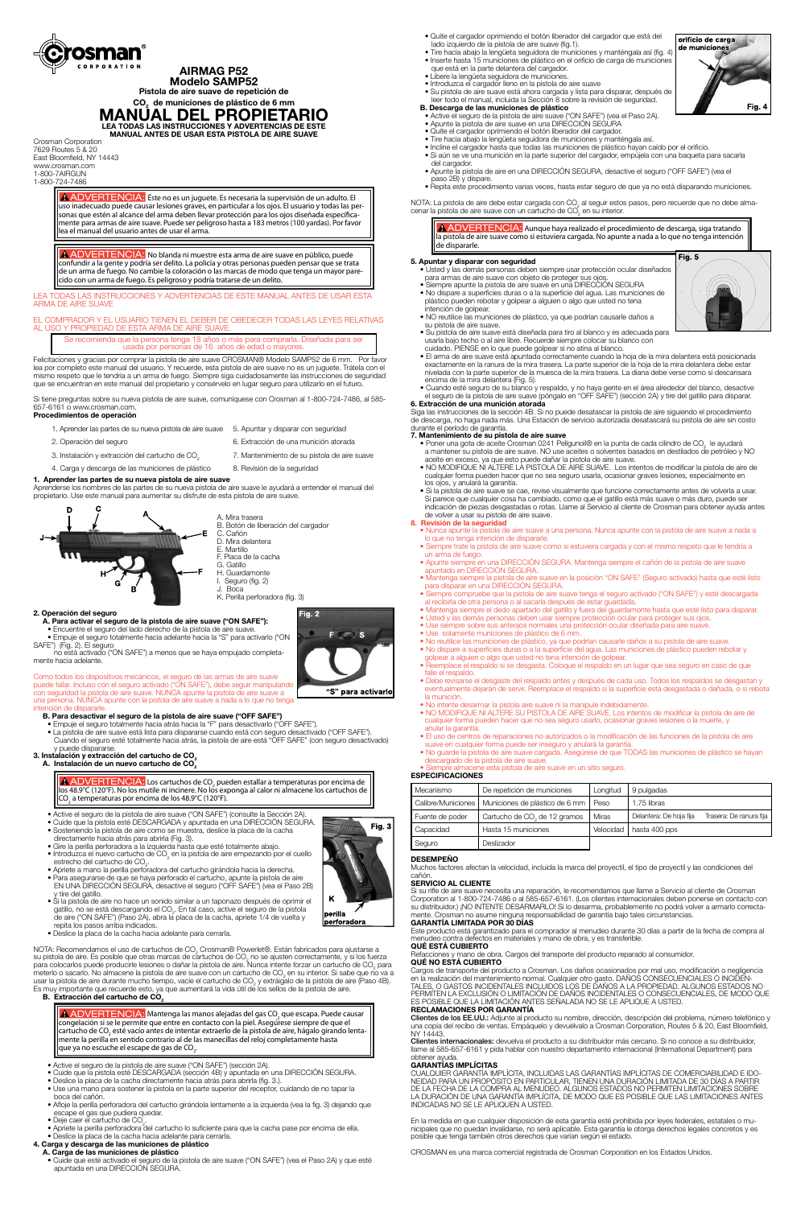# AIRMAG P52
## Modelo SAMP52

**Pistola de aire suave de repetición de $CO_2$ de municiones de plástico de 6 mm**

# MANUAL DEL PROPIETARIO

**LEA TODAS LAS INSTRUCCIONES Y ADVERTENCIAS DE ESTE MANUAL ANTES DE USAR ESTA PISTOLA DE AIRE SUAVE**

Crosman Corporation
7629 Routes 5 & 20
East Bloomfield, NY 14443
www.crosman.com
1-800-7AIRGUN
1-800-724-7486

**⚠ ADVERTENCIA:** Éste no es un juguete. Es necesaria la supervisión de un adulto. El uso inadecuado puede causar lesiones graves, en particular a los ojos. El usuario y todas las personas que estén al alcance del arma deben llevar protección para los ojos diseñada específicamente para armas de aire suave. Puede ser peligroso hasta a 183 metros (100 yardas). Por favor lea el manual del usuario antes de usar el arma.

**⚠ ADVERTENCIA:** No blanda ni muestre esta arma de aire suave en público, puede confundir a la gente y podría ser delito. La policía y otras personas pueden pensar que se trata de un arma de fuego. No cambie la coloración o las marcas de modo que tenga un mayor parecido con un arma de fuego. Es peligroso y podría tratarse de un delito.

LEA TODAS LAS INSTRUCCIONES Y ADVERTENCIAS DE ESTE MANUAL ANTES DE USAR ESTA ARMA DE AIRE SUAVE

EL COMPRADOR Y EL USUARIO TIENEN EL DEBER DE OBEDECER TODAS LAS LEYES RELATIVAS AL USO Y PROPIEDAD DE ESTA ARMA DE AIRE SUAVE.

Se recomienda que la persona tenga 18 años o más para comprarla. Diseñada para ser usada por personas de 16 años de edad o mayores.

Felicitaciones y gracias por comprar la pistola de aire suave CROSMAN® Modelo SAMP52 de 6 mm. Por favor lea por completo este manual del usuario. Y recuerde, esta pistola de aire suave no es un juguete. Trátela con el mismo respeto que le tendría a un arma de fuego. Siempre siga cuidadosamente las instrucciones de seguridad que se encuentran en este manual del propietario y consérvelo en lugar seguro para utilizarlo en el futuro.

Si tiene preguntas sobre su nueva pistola de aire suave, comuníquese con Crosman al 1-800-724-7486, al 585-657-6161 o www.crosman.com.

**Procedimientos de operación**

1. Aprender las partes de su nueva pistola de aire suave
2. Operación del seguro
3. Instalación y extracción del cartucho de $CO_2$
4. Carga y descarga de las municiones de plástico
5. Apuntar y disparar con seguridad
6. Extracción de una munición atorada
7. Mantenimiento de su pistola de aire suave
8. Revisión de la seguridad

### 1. Aprender las partes de su nueva pistola de aire suave

Aprenderse los nombres de las partes de su nueva pistola de aire suave le ayudará a entender el manual del propietario. Use este manual para aumentar su disfrute de esta pistola de aire suave.

A. Mira trasera
B. Botón de liberación del cargador
C. Cañón
D. Mira delantera
E. Martillo
F. Placa de la cacha
G. Gatillo
H. Guardamonte
I. Seguro (fig. 2)
J. Boca
K. Perilla perforadora (fig. 3)

### 2. Operación del seguro

**A. Para activar el seguro de la pistola de aire suave ("ON SAFE"):**

- Encuentre el seguro del lado derecho de la pistola de aire suave.
- Empuje el seguro totalmente hacia adelante hacia la "S" para activarlo ("ON SAFE") (Fig. 2). El seguro no está activado ("ON SAFE") a menos que se haya empujado completamente hacia adelante.

Fig. 2 — "S" para activarlo

Como todos los dispositivos mecánicos, el seguro de las armas de aire suave puede fallar. Incluso con el seguro activado ("ON SAFE"), debe seguir manipulando con seguridad la pistola de aire suave. NUNCA apunte la pistola de aire suave a una persona. NUNCA apunte la pistola de aire suave a nada a lo que no tenga intención de dispararle.

**B. Para desactivar el seguro de la pistola de aire suave ("OFF SAFE")**

- Empuje el seguro totalmente hacia atrás hacia la "F" para desactivarlo ("OFF SAFE").
- La pistola de aire suave está lista para dispararse cuando está con seguro desactivado ("OFF SAFE"). Cuando el seguro esté totalmente hacia atrás, la pistola de aire está "OFF SAFE" (con seguro desactivado) y puede dispararse.

### 3. Instalación y extracción del cartucho de $CO_2$

**A. Instalación de un nuevo cartucho de $CO_2$**

**⚠ ADVERTENCIA:** Los cartuchos de $CO_2$ pueden estallar a temperaturas por encima de los 48.9°C (120°F). No los mutile ni incinere. No los exponga al calor ni almacene los cartuchos de $CO_2$ a temperaturas por encima de los 48.9°C (120°F).

- Active el seguro de la pistola de aire suave ("ON SAFE") (consulte la Sección 2A).
- Cuide que la pistola esté DESCARGADA y apuntada en una DIRECCIÓN SEGURA.
- Sosteniendo la pistola de aire como se muestra, deslice la placa de la cacha directamente hacia atrás para abrirla (Fig. 3).
- Gire la perilla perforadora a la izquierda hasta que esté totalmente abajo.
- Introduzca el nuevo cartucho de $CO_2$ en la pistola de aire empezando por el cuello estrecho del cartucho de $CO_2$.
- Apriete a mano la perilla perforadora del cartucho girándola hacia la derecha.
- Para asegurarse de que se haya perforado el cartucho, apunte la pistola de aire EN UNA DIRECCIÓN SEGURA, desactive el seguro ("OFF SAFE") (vea el Paso 2B) y tire del gatillo.
- Si la pistola de aire no hace un sonido similar a un taponazo después de oprimir el gatillo, no se está descargando el $CO_2$. En tal caso, active el seguro de la pistola de aire ("ON SAFE") (Paso 2A), abra la placa de la cacha, apriete 1/4 de vuelta y repita los pasos arriba indicados.
- Deslice la placa de la cacha hacia adelante para cerrarla.

Fig. 3 — K perilla perforadora

NOTA: Recomendamos el uso de cartuchos de $CO_2$ Crosman® Powerlet®. Están fabricados para ajustarse a su pistola de aire. Es posible que otras marcas de cartuchos de $CO_2$ no se ajusten correctamente, y si los fuerza para colocarlos puede producirle lesiones o dañar la pistola de aire. Nunca intente forzar un cartucho de $CO_2$ para meterlo o sacarlo. No almacene la pistola de aire suave con un cartucho de $CO_2$ en su interior. Si sabe que no va a usar la pistola de aire durante mucho tiempo, vacíe el cartucho de $CO_2$ y extráigalo de la pistola de aire (Paso 4B). Es muy importante que recuerde esto, ya que aumentará la vida útil de los sellos de la pistola de aire.

**B. Extracción del cartucho de $CO_2$**

**⚠ ADVERTENCIA:** Mantenga las manos alejadas del gas $CO_2$ que escapa. Puede causar congelación si se le permite que entre en contacto con la piel. Asegúrese siempre de que el cartucho de $CO_2$ esté vacío antes de intentar extraerlo de la pistola de aire, hágalo girando lentamente la perilla en sentido contrario al de las manecillas del reloj completamente hasta que ya no escuche el escape de gas de $CO_2$.

- Active el seguro de la pistola de aire suave ("ON SAFE") (sección 2A).
- Cuide que la pistola esté DESCARGADA (sección 4B) y apuntada en una DIRECCIÓN SEGURA.
- Deslice la placa de la cacha directamente hacia atrás para abrirla (fig. 3.).
- Use una mano para sostener la pistola en la parte superior del receptor, cuidando de no tapar la boca del cañón.
- Afloje la perilla perforadora del cartucho girándola lentamente a la izquierda (vea la fig. 3) dejando que escape el gas que pudiera quedar.
- Deje caer el cartucho de $CO_2$.
- Apriete la perilla perforadora del cartucho lo suficiente para que la cacha pase por encima de ella.
- Deslice la placa de la cacha hacia adelante para cerrarla.

### 4. Carga y descarga de las municiones de plástico

**A. Carga de las municiones de plástico**

- Cuide que esté activado el seguro de la pistola de aire suave ("ON SAFE") (vea el Paso 2A) y que esté apuntada en una DIRECCIÓN SEGURA.
- Quite el cargador oprimiendo el botón liberador del cargador que está del lado izquierdo de la pistola de aire suave (fig.1).
- Tire hacia abajo la lengüeta seguidora de municiones y manténgala así (fig. 4)
- Inserte hasta 15 municiones de plástico en el orificio de carga de municiones que está en la parte delantera del cargador.
- Libere la lengüeta seguidora de municiones.
- Introduzca el cargador lleno en la pistola de aire suave
- Su pistola de aire suave está ahora cargada y lista para disparar, después de leer todo el manual, incluida la Sección 8 sobre la revisión de seguridad.

Fig. 4 — orificio de carga de municiones

**B. Descarga de las municiones de plástico**

- Active el seguro de la pistola de aire suave ("ON SAFE") (vea el Paso 2A).
- Apunte la pistola de aire suave en una DIRECCIÓN SEGURA
- Quite el cargador oprimiendo el botón liberador del cargador.
- Tire hacia abajo la lengüeta seguidora de municiones y manténgala así.
- Incline el cargador hasta que todas las municiones de plástico hayan caído por el orificio.
- Si aún se ve una munición en la parte superior del cargador, empújela con una baqueta para sacarla del cargador.
- Apunte la pistola de aire en una DIRECCIÓN SEGURA, desactive el seguro ("OFF SAFE") (vea el paso 2B) y dispare.
- Repita este procedimiento varias veces, hasta estar seguro de que ya no está disparando municiones.

NOTA: La pistola de aire debe estar cargada con $CO_2$ al seguir estos pasos, pero recuerde que no debe almacenar la pistola de aire suave con un cartucho de $CO_2$ en su interior.

**⚠ ADVERTENCIA:** Aunque haya realizado el procedimiento de descarga, siga tratando la pistola de aire suave como si estuviera cargada. No apunte a nada a lo que no tenga intención de dispararle.

### 5. Apuntar y disparar con seguridad

- Usted y las demás personas deben siempre usar protección ocular diseñados para armas de aire suave con objeto de proteger sus ojos.
- Siempre apunte la pistola de aire suave en una DIRECCIÓN SEGURA
- No dispare a superficies duras o a la superficie del agua. Las municiones de plástico pueden rebotar y golpear a alguien o algo que usted no tenía intención de golpear.
- NO reutilice las municiones de plástico, ya que podrían causarle daños a su pistola de aire suave.
- Su pistola de aire suave está diseñada para tiro al blanco y es adecuada para usarla bajo techo o al aire libre. Recuerde siempre colocar su blanco con cuidado. PIENSE en lo que puede golpear si no atina al blanco.
- El arma de aire suave está apuntada correctamente cuando la hoja de la mira delantera está posicionada exactamente en la ranura de la mira trasera. La parte superior de la hoja de la mira delantera debe estar nivelada con la parte superior de la muesca de la mira trasera. La diana debe verse como si descansara encima de la mira delantera (Fig. 5).
- Cuando esté seguro de su blanco y respaldo, y no haya gente en el área alrededor del blanco, desactive el seguro de la pistola de aire suave (póngalo en "OFF SAFE") (sección 2A) y tire del gatillo para disparar.

Fig. 5

### 6. Extracción de una munición atorada

Siga las instrucciones de la sección 4B. Si no puede desatascar la pistola de aire siguiendo el procedimiento de descarga, no haga nada más. Una Estación de servicio autorizada desatascará su pistola de aire sin costo durante el período de garantía.

### 7. Mantenimiento de su pistola de aire suave

- Poner una gota de aceite Crosman 0241 Pellgunoil® en la punta de cada cilindro de $CO_2$ le ayudará a mantener su pistola de aire suave. NO use aceites o solventes basados en destilados de petróleo y NO aceite en exceso, ya que esto puede dañar la pistola de aire suave.
- NO MODIFIQUE NI ALTERE LA PISTOLA DE AIRE SUAVE. Los intentos de modificar la pistola de aire de cualquier forma pueden hacer que no sea seguro usarla, ocasionar graves lesiones, especialmente en los ojos, y anulará la garantía.
- Si la pistola de aire suave se cae, revise visualmente que funcione correctamente antes de volverla a usar. Si parece que cualquier cosa ha cambiado, como que el gatillo está más suave o más duro, puede ser indicación de piezas desgastadas o rotas. Llame al Servicio al cliente de Crosman para obtener ayuda antes de volver a usar su pistola de aire suave.

### 8. Revisión de la seguridad

- Nunca apunte la pistola de aire suave a una persona. Nunca apunte con la pistola de aire suave a nada a lo que no tenga intención de dispararle.
- Siempre trate la pistola de aire suave como si estuviera cargada y con el mismo respeto que le tendría a un arma de fuego.
- Apunte siempre en una DIRECCIÓN SEGURA. Mantenga siempre el cañón de la pistola de aire suave apuntado en DIRECCIÓN SEGURA.
- Mantenga siempre la pistola de aire suave en la posición "ON SAFE" (Seguro activado) hasta que esté listo para disparar en una DIRECCIÓN SEGURA.
- Siempre compruebe que la pistola de aire suave tenga el seguro activado ("ON SAFE") y esté descargada al recibirla de otra persona o al sacarla después de estar guardada.
- Mantenga siempre el dedo apartado del gatillo y fuera del guardamonte hasta que esté listo para disparar.
- Usted y las demás personas deben usar siempre protección ocular para proteger sus ojos.
- Use siempre sobre sus anteojos normales una protección ocular diseñada para aire suave.
- Use solamente municiones de plástico de 6 mm.
- No reutilice las municiones de plástico, ya que podrían causarle daños a su pistola de aire suave.
- No dispare a superficies duras o a la superficie del agua. Las municiones de plástico pueden rebotar y golpear a alguien o algo que no tena intención de golpear.
- Reemplace el respaldo si se desgasta. Coloque el respaldo en un lugar que sea seguro en caso de que falle el respaldo.
- Debe revisarse el desgaste del respaldo antes y después de cada uso. Todos los respaldos se desgastan y eventualmente dejarán de servir. Reemplace el respaldo si la superficie está desgastada o dañada, o si rebota la munición.
- No intente desarmar la pistola aire suave ni la manipule indebidamente.
- NO MODIFIQUE NI ALTERE SU PISTOLA DE AIRE SUAVE. Los intentos de modificar la pistola de aire de cualquier forma pueden hacer que no sea seguro usarlo, ocasionar graves lesiones o la muerte, y anular la garantía.
- El uso de centros de reparaciones no autorizados o la modificación de las funciones de la pistola de aire suave en cualquier forma puede ser inseguro y anulará la garantía.
- No guarde la pistola de aire suave cargada. Asegúrese de que TODAS las municiones de plástico se hayan descargado de la pistola de aire suave.
- Siempre almacene esta pistola de aire suave en un sitio seguro.

### ESPECIFICACIONES

| Mecanismo | De repetición de municiones | Longitud | 9 pulgadas |
|---|---|---|---|
| Calibre/Municiones | Municiones de plástico de 6 mm | Peso | 1.75 libras |
| Fuente de poder | Cartucho de $CO_2$ de 12 gramos | Miras | Delantera: De hoja fija Trasera: De ranura fija |
| Capacidad | Hasta 15 municiones | Velocidad | hasta 400 pps |
| Seguro | Deslizador | | |

### DESEMPEÑO

Muchos factores afectan la velocidad, incluida la marca del proyectil, el tipo de proyectil y las condiciones del cañón.

### SERVICIO AL CLIENTE

Si su rifle de aire suave necesita una reparación, le recomendamos que llame a Servicio al cliente de Crosman Corporation al 1-800-724-7486 o al 585-657-6161. (Los clientes internacionales deben ponerse en contacto con su distribuidor.) ¡NO INTENTE DESARMARLO! Si lo desarma, probablemente no podrá volver a armarlo correctamente. Crosman no asume ninguna responsabilidad de garantía bajo tales circunstancias.

### GARANTÍA LIMITADA POR 30 DÍAS

Este producto está garantizado para el comprador al menudeo durante 30 días a partir de la fecha de compra al menudeo contra defectos en materiales y mano de obra, y es transferible.

### QUÉ ESTÁ CUBIERTO

Refacciones y mano de obra. Cargos del transporte del producto reparado al consumidor.

### QUÉ NO ESTÁ CUBIERTO

Cargos de transporte del producto a Crosman. Los daños ocasionados por mal uso, modificación o negligencia en la realización del mantenimiento normal. Cualquier otro gasto. DAÑOS CONSECUENCIALES O INCIDENTALES, O GASTOS INCIDENTALES INCLUIDOS LOS DE DAÑOS A LA PROPIEDAD. ALGUNOS ESTADOS NO PERMITEN LA EXCLUSIÓN O LIMITACIÓN DE DAÑOS INCIDENTALES O CONSECUENCIALES, DE MODO QUE ES POSIBLE QUE LA LIMITACIÓN ANTES SEÑALADA NO SE LE APLIQUE A USTED.

### RECLAMACIONES POR GARANTÍA

**Clientes de los EE.UU.:** Adjunte al producto su nombre, dirección, descripción del problema, número telefónico y una copia del recibo de ventas. Empáquelo y devuélvalo a Crosman Corporation, Routes 5 & 20, East Bloomfield, NY 14443.

**Clientes internacionales:** devuelva el producto a su distribuidor más cercano. Si no conoce a su distribuidor, llame al 585-657-6161 y pida hablar con nuestro departamento internacional (International Department) para obtener ayuda.

### GARANTÍAS IMPLÍCITAS

CUALQUIER GARANTÍA IMPLÍCITA, INCLUIDAS LAS GARANTÍAS IMPLÍCITAS DE COMERCIABILIDAD E IDONEIDAD PARA UN PROPÓSITO EN PARTICULAR, TIENEN UNA DURACIÓN LIMITADA DE 30 DÍAS A PARTIR DE LA FECHA DE LA COMPRA AL MENUDEO. ALGUNOS ESTADOS NO PERMITEN LIMITACIONES SOBRE LA DURACIÓN DE UNA GARANTÍA IMPLÍCITA, DE MODO QUE ES POSIBLE QUE LAS LIMITACIONES ANTES INDICADAS NO SE LE APLIQUEN A USTED.

En la medida en que cualquier disposición de esta garantía esté prohibida por leyes federales, estatales o municipales que no puedan invalidarse, no será aplicable. Esta garantía le otorga derechos legales concretos y es posible que tenga también otros derechos que varían según el estado.

CROSMAN es una marca comercial registrada de Crosman Corporation en los Estados Unidos.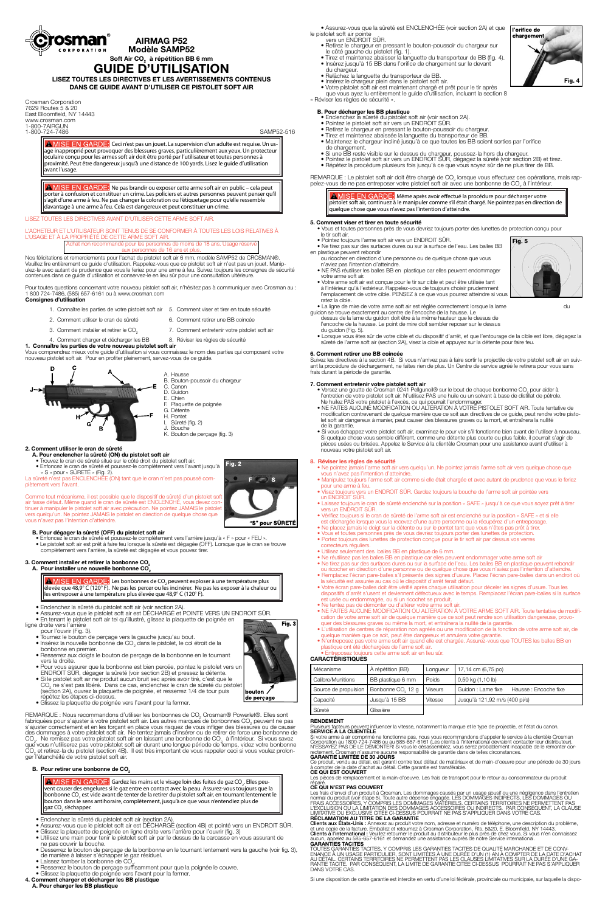# AIRMAG P52
## Modèle SAMP52

**Soft Air $CO_2$ à répétition BB 6 mm**

# GUIDE D'UTILISATION

**LISEZ TOUTES LES DIRECTIVES ET LES AVERTISSEMENTS CONTENUS DANS CE GUIDE AVANT D'UTILISER CE PISTOLET SOFT AIR**

Crosman Corporation
7629 Routes 5 & 20
East Bloomfield, NY 14443
www.crosman.com
1-800-7AIRGUN
1-800-724-7486

SAMP52-516

**MISE EN GARDE:** Ceci n'est pas un jouet. La supervision d'un adulte est requise. Un usage inapproprié peut provoquer des blessures graves, particulièrement aux yeux. Un protecteur oculaire conçu pour les armes soft air doit être porté par l'utilisateur et toutes personnes à proximité. Peut être dangereux jusqu'à une distance de 100 yards. Lisez le guide d'utilisation avant l'usage.

**MISE EN GARDE:** Ne pas brandir ou exposer cette arme soft air en public – cela peut porter à confusion et constituer un crime. Les policiers et autres personnes peuvent penser qu'il s'agit d'une arme à feu. Ne pas changer la coloration ou l'étiquetage pour qu'elle ressemble davantage à une arme à feu. Cela est dangereux et peut constituer un crime.

LISEZ TOUTES LES DIRECTIVES AVANT D'UTILISER CETTE ARME SOFT AIR.

L'ACHETEUR ET L'UTILISATEUR SONT TENUS DE SE CONFORMER À TOUTES LES LOIS RELATIVES À L'USAGE ET À LA PROPRIÉTÉ DE CETTE ARME SOFT AIR.

Achat non recommandé pour les personnes de moins de 18 ans. Usage réservé aux personnes de 16 ans et plus.

Nos félicitations et remerciements pour l'achat du pistolet soft air 6 mm, modèle SAMP52 de CROSMAN®. Veuillez lire entièrement ce guide d'utilisation. Rappelez-vous que ce pistolet soft air n'est pas un jouet. Manipulez-le avec autant de prudence que vous le feriez pour une arme à feu. Suivez toujours les consignes de sécurité contenues dans ce guide d'utilisation et conservez-le en lieu sûr pour une consultation ultérieure.

Pour toutes questions concernant votre nouveau pistolet soft air, n'hésitez pas à communiquer avec Crosman au : 1 800 724-7486, (585) 657-6161 ou à www.crosman.com

**Consignes d'utilisation**

1. Connaître les parties de votre pistolet soft air
2. Comment utiliser le cran de sûreté
3. Comment installer et retirer la bonbonne $CO_2$
4. Comment charger et décharger les BB
5. Comment viser et tirer en toute sécurité
6. Comment retirer une BB coincée
7. Comment entretenir votre pistolet soft air
8. Réviser les règles de sécurité

## 1. Connaître les parties de votre nouveau pistolet soft air

Vous comprendrez mieux votre guide d'utilisation si vous connaissez le nom des parties qui composent votre nouveau pistolet soft air. Pour en profiter pleinement, servez-vous de ce guide.

A. Hausse
B. Bouton-poussoir du chargeur
C. Canon
D. Guidon
E. Chien
F. Plaquette de poignée
G. Détente
H. Pontet
I. Sûreté (fig. 2)
J. Bouche
K. Bouton de perçage (fig. 3)

## 2. Comment utiliser le cran de sûreté

**A. Pour enclencher la sûreté (ON) du pistolet soft air**

- Trouvez le cran de sûreté situé sur le côté droit du pistolet soft air.
- Enfoncez le cran de sûreté et poussez-le complètement vers l'avant jusqu'à « S » pour « SÛRETÉ » (Fig. 2).

La sûreté n'est pas ENCLENCHÉE (ON) tant que le cran n'est pas poussé complètement vers l'avant.

Comme tout mécanisme, il est possible que le dispositif de sûreté d'un pistolet soft air fasse défaut. Même quand le cran de sûreté est ENCLENCHÉ, vous devez continuer à manipuler le pistolet soft air avec précaution. Ne pointez JAMAIS le pistolet vers quelqu'un. Ne pointez JAMAIS le pistolet en direction de quelque chose que vous n'avez pas l'intention d'atteindre.

Fig. 2 — "S" pour SÛRETÉ

**B. Pour dégager la sûreté (OFF) du pistolet soft air**

- Enfoncez le cran de sûreté et poussez-le complètement vers l'arrière jusqu'à « F » pour « FEU ».
- Le pistolet soft air est prêt à faire feu lorsque le cran de sûreté est dégagée (OFF). Lorsque le cran se trouve complètement vers l'arrière, la sûreté est dégagée et vous pouvez tirer.

## 3. Comment installer et retirer la bonbonne $CO_2$

**A. Pour installer une nouvelle bonbonne $CO_2$**

**MISE EN GARDE:** Les bonbonnes de $CO_2$ peuvent exploser à une température plus élevée que 48,9° C (120° F). Ne pas les percer ou les incinérer. Ne pas les exposer à la chaleur ou les entreposer à une température plus élevée que 48,9° C (120° F).

- Enclenchez la sûreté du pistolet soft air (voir section 2A).
- Assurez-vous que le pistolet soft air est DÉCHARGÉ et POINTÉ VERS UN ENDROIT SÛR.
- En tenant le pistolet soft air tel qu'illustré, glissez la plaquette de poignée en ligne droite vers l'arrière pour l'ouvrir (Fig. 3).
- Tournez le bouton de perçage vers la gauche jusqu'au bout.
- Insérez la nouvelle bonbonne de $CO_2$ dans le pistolet, le col étroit de la bonbonne en premier.
- Resserrez aux doigts le bouton de perçage de la bonbonne en le tournant vers la droite.
- Pour vous assurer que la bonbonne est bien percée, pointez le pistolet vers un ENDROIT SÛR, dégager la sûreté (voir section 2B) et pressez la détente.
- Si le pistolet soft air ne produit aucun bruit sec après avoir tiré, c'est que le $CO_2$ ne s'est pas libéré. Dans ce cas, enclenchez le cran de sûreté du pistolet (section 2A), ouvrez la plaquette de poignée, et resserrez 1/4 de tour puis répétez les étapes ci-dessus.
- Glissez la plaquette de poignée vers l'avant pour la fermer.

Fig. 3 — bouton de perçage

REMARQUE : Nous recommandons d'utiliser les bonbonnes de $CO_2$ Crosman® Powerlet®. Elles sont fabriquées pour s'ajuster à votre pistolet soft air. Les autres marques de bonbonnes $CO_2$ peuvent ne pas s'ajuster correctement et en les forçant en place vous risquez de vous infliger des blessures ou de causer des dommages à votre pistolet soft air. Ne tentez jamais d'insérer ou de retirer de force une bonbonne de $CO_2$. Ne remisez pas votre pistolet soft air en laissant une bonbonne de $CO_2$ à l'intérieur. Si vous savez que vous n'utiliserez pas votre pistolet soft air durant une longue période de temps, videz votre bonbonne $CO_2$ et retirez-la du pistolet (section 4B). Il est très important de vous rappeler ceci si vous voulez prolonger l'étanchéité de votre pistolet soft air.

**B. Pour retirer une bonbonne de $CO_2$**

**MISE EN GARDE:** Gardez les mains et le visage loin des fuites de gaz $CO_2$. Elles peuvent causer des engelures si le gaz entre en contact avec la peau. Assurez-vous toujours que la bonbonne $CO_2$ est vide avant de tenter de la retirer du pistolet soft air, en tournant lentement le bouton dans le sens antihoraire, complètement, jusqu'à ce que vous n'entendiez plus de gaz $CO_2$ s'échapper.

- Enclenchez la sûreté du pistolet soft air (section 2A).
- Assurez-vous que le pistolet soft air est DÉCHARGÉ (section 4B) et pointé vers un ENDROIT SÛR.
- Glissez la plaquette de poignée en ligne droite vers l'arrière pour l'ouvrir (fig. 3)
- Utilisez une main pour tenir le pistolet soft air par le dessus de la carcasse en vous assurant de ne pas couvrir la bouche.
- Desserrez le bouton de perçage de la bonbonne en le tournant lentement vers la gauche (voir fig. 3), de manière à laisser s'échapper le gaz résiduel.
- Laissez tomber la bonbonne de $CO_2$.
- Resserrez le bouton de perçage suffisamment pour que la poignée le couvre.
- Glissez la plaquette de poignée vers l'avant pour la fermer.

## 4. Comment charger et décharger les BB

**A. Pour charger les BB plastique**

- Assurez-vous que la sûreté est ENCLENCHÉE (voir section 2A) et que le pistolet soft air pointe vers un ENDROIT SÛR.
- Retirez le chargeur en pressant le bouton-poussoir du chargeur sur le côté gauche du pistolet (fig. 1).
- Tirez et maintenez abaisser la languette du transporteur de BB (fig. 4).
- Insérez jusqu'à 15 BB dans l'orifice de chargement sur le devant du chargeur.
- Relâchez la languette du transporteur de BB.
- Insérez le chargeur plein dans le pistolet soft air.
- Votre pistolet soft air est maintenant chargé et prêt pour le tir après que vous ayez lu entièrement le guide d'utilisation, incluant la section 8 « Réviser les règles de sécurité ».

Fig. 4 — l'orifice de chargement

**B. Pour décharger les BB plastique**

- Enclenchez la sûreté du pistolet soft air (voir section 2A).
- Pointez le pistolet soft air vers un ENDROIT SÛR.
- Retirez le chargeur en pressant le bouton-poussoir du chargeur.
- Tirez et maintenez abaissée la languette du transporteur de BB.
- Maintenez le chargeur incliné jusqu'à ce que toutes les BB soient sorties par l'orifice de chargement.
- Si une BB reste visible sur le dessus du chargeur, poussez-la hors du chargeur.
- Pointez le pistolet soft air vers un ENDROIT SÛR, dégagez la sûreté (voir section 2B) et tirez.
- Répétez la procédure plusieurs fois jusqu'à ce que vous soyez sûr de ne plus tirer de BB.

REMARQUE : Le pistolet soft air doit être chargé de $CO_2$ lorsque vous effectuez ces opérations, mais rappelez-vous de ne pas entreposer votre pistolet soft air avec une bonbonne de $CO_2$ à l'intérieur.

**MISE EN GARDE:** Même après avoir effectué la procédure pour décharger votre pistolet soft air, continuez à le manipuler comme s'il était chargé. Ne pointez pas en direction de quelque chose que vous n'avez pas l'intention d'atteindre.

## 5. Comment viser et tirer en toute sécurité

- Vous et toutes personnes près de vous devriez toujours porter des lunettes de protection conçu pour le tir soft air.
- Pointez toujours l'arme soft air vers un ENDROIT SÛR.
- Ne tirez pas sur des surfaces dures ou sur la surface de l'eau. Les balles BB en plastique peuvent rebondir ou ricocher en direction d'une personne ou de quelque chose que vous n'aviez pas l'intention d'atteindre.
- NE PAS réutiliser les balles BB en plastique car elles peuvent endommager votre arme soft air.
- Votre arme soft air est conçue pour le tir sur cible et peut être utilisée tant à l'intérieur qu'à l'extérieur. Rappelez-vous de toujours choisir prudemment l'emplacement de votre cible. PENSEZ à ce que vous pourrez atteindre si vous ratez la cible.
- La ligne de mire de votre arme soft air est réglée correctement lorsque la lame du guidon se trouve exactement au centre de l'encoche de la hausse. Le dessus de la lame du guidon doit être à la même hauteur que le dessus de l'encoche de la hausse. Le point de mire doit sembler reposer sur le dessus du guidon (Fig. 5).
- Lorsque vous êtes sûr de votre cible et du dispositif d'arrêt, et que l'entourage de la cible est libre, dégagez la sûreté de l'arme soft air (section 2A), visez la cible et appuyez sur la détente pour faire feu.

Fig. 5

## 6. Comment retirer une BB coincée

Suivez les directives à la section 4B. Si vous n'arrivez pas à faire sortir le projectile de votre pistolet soft air en suivant la procédure de déchargement, ne faites rien de plus. Un Centre de service agréé le retirera pour vous sans frais durant la période de garantie.

## 7. Comment entretenir votre pistolet soft air

- Versez une goutte de Crosman 0241 Pellgunoil® sur le bout de chaque bonbonne $CO_2$ pour aider à l'entretien de votre pistolet soft air. N'utilisez PAS une huile ou un solvant à base de distillat de pétrole. Ne huilez PAS votre pistolet à l'excès, ce qui pourrait l'endommager.
- NE FAITES AUCUNE MODIFICATION OU ALTÉRATION À VOTRE PISTOLET SOFT AIR. Toute tentative de modification contrevenant de quelque manière que ce soit aux directives de ce guide, peut rendre votre pistolet soft air dangereux à manier, peut causer des blessures graves ou la mort, et entraînera la nullité de la garantie.
- Si vous échappez votre pistolet soft air, examinez-le pour voir s'il fonctionne bien avant de l'utiliser à nouveau. Si quelque chose vous semble différent, comme une détente plus courte ou plus faible, il pourrait s'agir de pièces usées ou brisées. Appelez le Service à la clientèle Crosman pour une assistance avant d'utiliser à nouveau votre pistolet soft air.

## 8. Réviser les règles de sécurité

- Ne pointez jamais l'arme soft air vers quelqu'un. Ne pointez jamais l'arme soft air vers quelque chose que vous n'avez pas l'intention d'atteindre.
- Manipulez toujours l'arme soft air comme si elle était chargée et avec autant de prudence que vous le feriez pour une arme à feu.
- Visez toujours vers un ENDROIT SÛR. Gardez toujours la bouche de l'arme soft air pointée vers un ENDROIT SÛR.
- Laissez toujours le cran de sûreté enclenché sur la position « SAFE » jusqu'à ce que vous soyez prêt à tirer vers un ENDROIT SÛR.
- Vérifiez toujours si le cran de sûreté de l'arme soft air est enclenché sur la position « SAFE » et si elle est déchargée lorsque vous la recevez d'une autre personne ou la récupérez d'un entreposage.
- Ne placez jamais le doigt sur la détente ou sur le pontet tant que vous n'êtes pas prêt à tirer.
- Vous et toutes personnes près de vous devriez toujours porter des lunettes de protection.
- Portez toujours des lunettes de protection conçue pour le tir soft air par dessus vos verres correcteurs réguliers.
- Utilisez seulement des balles BB en plastique de 6 mm.
- Ne réutilisez pas les balles BB en plastique car elles peuvent endommager votre arme soft air.
- Ne tirez pas sur des surfaces dures ou sur la surface de l'eau. Les balles BB en plastique peuvent rebondir ou ricocher en direction d'une personne ou de quelque chose que vous n'aviez pas l'intention d'atteindre.
- Remplacez l'écran pare-balles s'il présente des signes d'usure. Placez l'écran pare-balles dans un endroit où la sécurité est assurée au cas où le dispositif d'arrêt ferait défaut.
- Votre écran pare-balles doit être vérifié après chaque utilisation pour déceler les signes d'usure. Tous les dispositifs d'arrêt s'usent et deviennent défectueux avec le temps. Remplacez l'écran pare-balles si la surface est usée ou endommagée, ou si un ricochet se produit.
- Ne tentez pas de démonter ou d'altérer votre arme soft air.
- NE FAITES AUCUNE MODIFICATION OU ALTÉRATION À VOTRE ARME SOFT AIR. Toute tentative de modification de votre arme soft air de quelque manière que ce soit peut rendre son utilisation dangereuse, provoquer des blessures graves ou même la mort, et entraînera la nullité de la garantie.
- L'utilisation de centres de réparation non agréés ou une modification de la fonction de votre arme soft air, de quelque manière que ce soit, peut être dangereuse et annulera votre garantie.
- N'entreposez pas votre arme soft air quand elle est chargée. Assurez-vous que TOUTES les balles BB en plastique ont été déchargées de l'arme soft air.
- Entreposez toujours cette arme soft air en lieu sûr.

## CARACTÉRISTIQUES

| | | | |
|---|---|---|---|
| Mécanisme | À répétition (BB) | Longueur | 17,14 cm (6,75 po) |
| Calibre/Munitions | BB plastique 6 mm | Poids | 0,50 kg (1,10 lb) |
| Source de propulsion | Bonbonne $CO_2$ 12 g | Viseurs | Guidon : Lame fixe     Hausse : Encoche fixe |
| Capacité | Jusqu'à 15 BB | Vitesse | Jusqu'à 121,92 m/s (400 pi/s) |
| Sûreté | Glissière | | |

**RENDEMENT**
Plusieurs facteurs peuvent influencer la vitesse, notamment la marque et le type de projectile, et l'état du canon.

**SERVICE À LA CLIENTÈLE**
Si votre arme à air comprimé ne fonctionne pas, nous vous recommandons d'appeler le service à la clientèle Crosman Corporation au 1800-724-7486 ou au 585-657-6161 (Les clients à l'international devraient contacter leur distributeur). N'ESSAYEZ PAS DE LE DÉMONTER! Si vous le désassemblez, vous serez probablement incapable de le remonter correctement. Crosman n'assume aucune responsabilité de garantie dans de telles circonstances.

**GARANTIE LIMITÉE DE 30 JOURS**
Ce produit, vendu au détail, est garanti contre tout défaut de matériaux et de main-d'oeuvre pour une période de 30 jours à compter de la date d'achat au détail. Cette garantie est transférable.

**CE QUI EST COUVERT**
Les pièces de remplacement et la main-d'oeuvre. Les frais de transport pour le retour au consommateur du produit réparé.

**CE QUI N'EST PAS COUVERT**
Les frais d'envoi d'un produit à Crosman. Les dommages causés par un usage abusif ou une négligence dans l'entretien normal du produit (voir étape 5). Toute autre dépense engagée. LES DOMMAGES INDIRECTS, LES DOMMAGES OU FRAIS ACCESSOIRES, Y COMPRIS LES DOMMAGES MATÉRIELS. CERTAINS TERRITOIRES NE PERMETTENT PAS L'EXCLUSION OU LA LIMITATION DES DOMMAGES ACCESSOIRES OU INDIRECTS. PAR CONSÉQUENT, LA CLAUSE LIMITATIVE OU EXCLUSIVE CITÉE CI-DESSUS POURRAIT NE PAS S'APPLIQUER DANS VOTRE CAS.

**RÉCLAMATION AU TITRE DE LA GARANTIE**
**Clients aux États-Unis :** Annexez au produit votre nom, adresse et numéro de téléphone, une description du problème, et une copie de la facture. Emballez et retournez à Crosman Corporation, Rts. 5&20, E. Bloomfield, NY 14443.
**Clients à l'international :** Veuillez retourner le produit au distributeur le plus près de chez vous. Si vous n'en connaissez aucun, appelez au 585-657-6161 et demandez une assistance auprès de notre Service international.

**GARANTIES TACITES**
TOUTES GARANTIES TACITES, Y COMPRIS LES GARANTIES TACITES DE QUALITÉ MARCHANDE ET DE CONVENANCE À UN USAGE PARTICULIER, SONT LIMITÉES À UNE DURÉE D'UN (1) AN À COMPTER DE LA DATE D'ACHAT AU DÉTAIL. CERTAINS TERRITOIRES NE PERMETTENT PAS LES CLAUSES LIMITATIVES SUR LA DURÉE D'UNE GARANTIE TACITE. PAR CONSÉQUENT, LA LIMITE DE GARANTIE CITÉE CI-DESSUS POURRAIT NE PAS S'APPLIQUER DANS VOTRE CAS.

Si une disposition de cette garantie est interdite en vertu d'une loi fédérale, provinciale ou municipale, sur laquelle la dispo-